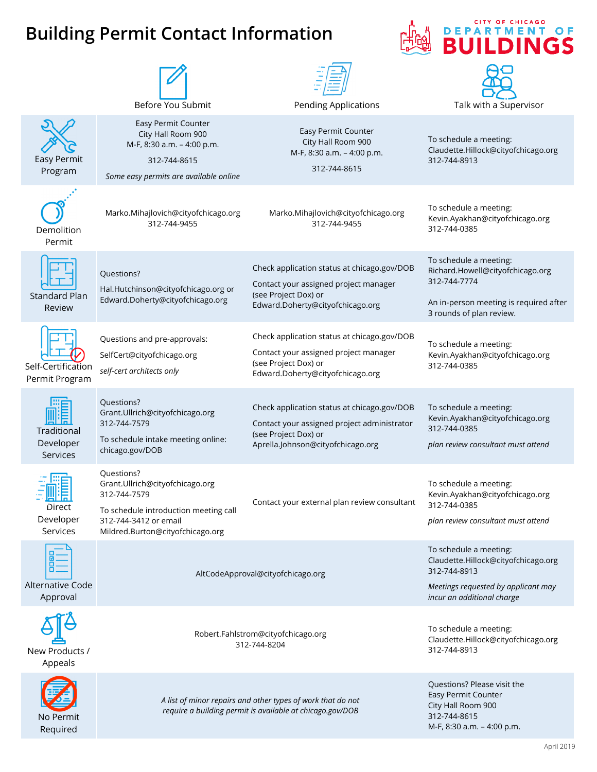# Building Permit Contact Information

CITY OF CHICAGO DEPARTMENT OF BUILDINGS

| | Before You Submit | Pending Applications | Talk with a Supervisor |
|---|---|---|---|
| Easy Permit Program | Easy Permit Counter<br>City Hall Room 900<br>M-F, 8:30 a.m. – 4:00 p.m.<br>312-744-8615<br>*Some easy permits are available online* | Easy Permit Counter<br>City Hall Room 900<br>M-F, 8:30 a.m. – 4:00 p.m.<br>312-744-8615 | To schedule a meeting:<br>Claudette.Hillock@cityofchicago.org<br>312-744-8913 |
| Demolition Permit | Marko.Mihajlovich@cityofchicago.org<br>312-744-9455 | Marko.Mihajlovich@cityofchicago.org<br>312-744-9455 | To schedule a meeting:<br>Kevin.Ayakhan@cityofchicago.org<br>312-744-0385 |
| Standard Plan Review | Questions?<br>Hal.Hutchinson@cityofchicago.org or Edward.Doherty@cityofchicago.org | Check application status at chicago.gov/DOB<br>Contact your assigned project manager (see Project Dox) or Edward.Doherty@cityofchicago.org | To schedule a meeting:<br>Richard.Howell@cityofchicago.org<br>312-744-7774<br>An in-person meeting is required after 3 rounds of plan review. |
| Self-Certification Permit Program | Questions and pre-approvals:<br>SelfCert@cityofchicago.org<br>*self-cert architects only* | Check application status at chicago.gov/DOB<br>Contact your assigned project manager (see Project Dox) or Edward.Doherty@cityofchicago.org | To schedule a meeting:<br>Kevin.Ayakhan@cityofchicago.org<br>312-744-0385 |
| Traditional Developer Services | Questions?<br>Grant.Ullrich@cityofchicago.org<br>312-744-7579<br>To schedule intake meeting online: chicago.gov/DOB | Check application status at chicago.gov/DOB<br>Contact your assigned project administrator (see Project Dox) or Aprella.Johnson@cityofchicago.org | To schedule a meeting:<br>Kevin.Ayakhan@cityofchicago.org<br>312-744-0385<br>*plan review consultant must attend* |
| Direct Developer Services | Questions?<br>Grant.Ullrich@cityofchicago.org<br>312-744-7579<br>To schedule introduction meeting call 312-744-3412 or email Mildred.Burton@cityofchicago.org | Contact your external plan review consultant | To schedule a meeting:<br>Kevin.Ayakhan@cityofchicago.org<br>312-744-0385<br>*plan review consultant must attend* |
| Alternative Code Approval | AltCodeApproval@cityofchicago.org | | To schedule a meeting:<br>Claudette.Hillock@cityofchicago.org<br>312-744-8913<br>*Meetings requested by applicant may incur an additional charge* |
| New Products / Appeals | Robert.Fahlstrom@cityofchicago.org<br>312-744-8204 | | To schedule a meeting:<br>Claudette.Hillock@cityofchicago.org<br>312-744-8913 |
| No Permit Required | *A list of minor repairs and other types of work that do not require a building permit is available at chicago.gov/DOB* | | Questions? Please visit the Easy Permit Counter<br>City Hall Room 900<br>312-744-8615<br>M-F, 8:30 a.m. – 4:00 p.m. |

April 2019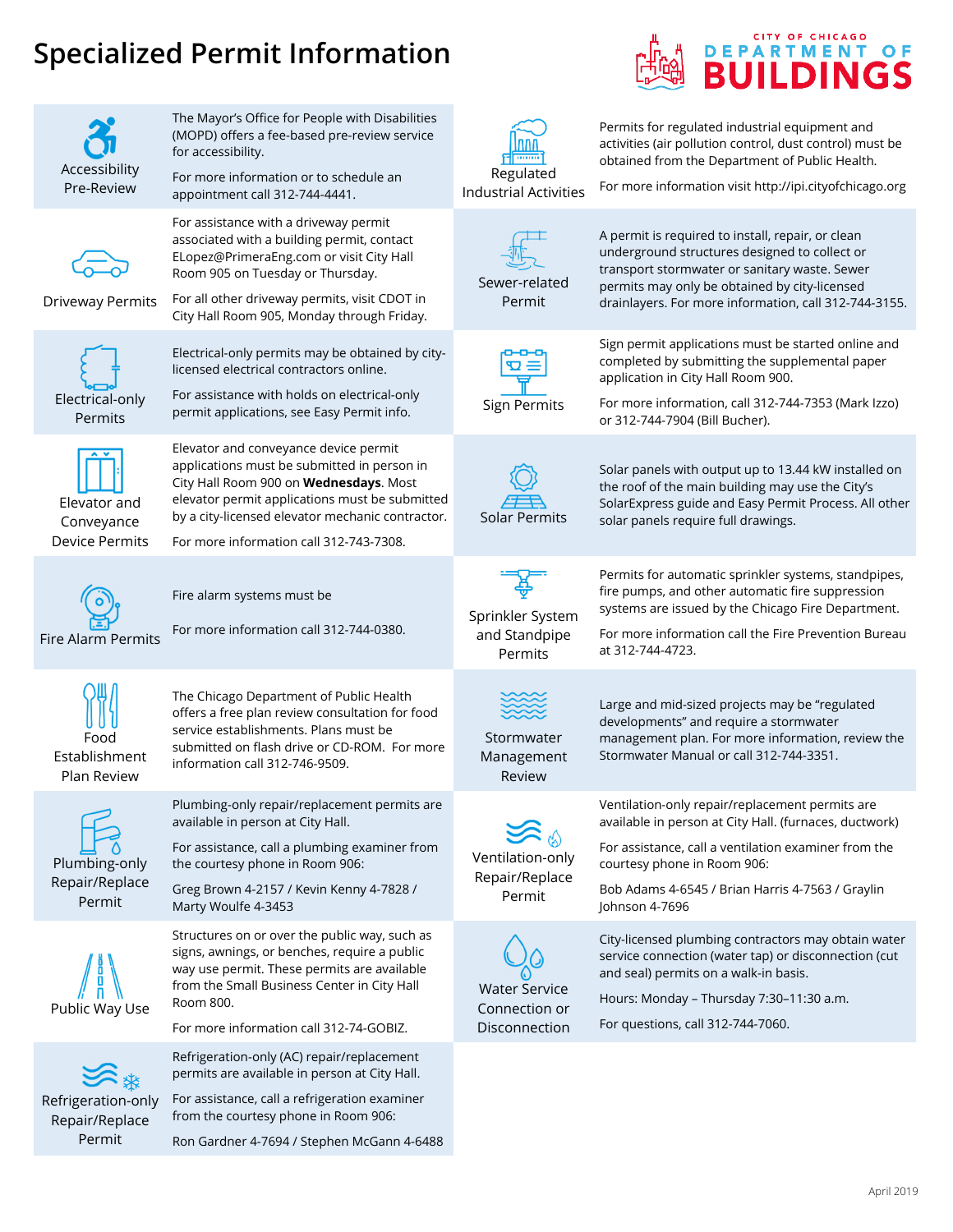# Specialized Permit Information

CITY OF CHICAGO DEPARTMENT OF BUILDINGS

| | |
|---|---|
| **Accessibility Pre-Review** | The Mayor's Office for People with Disabilities (MOPD) offers a fee-based pre-review service for accessibility.<br><br>For more information or to schedule an appointment call 312-744-4441. |
| **Driveway Permits** | For assistance with a driveway permit associated with a building permit, contact ELopez@PrimeraEng.com or visit City Hall Room 905 on Tuesday or Thursday.<br><br>For all other driveway permits, visit CDOT in City Hall Room 905, Monday through Friday. |
| **Electrical-only Permits** | Electrical-only permits may be obtained by city-licensed electrical contractors online.<br><br>For assistance with holds on electrical-only permit applications, see Easy Permit info. |
| **Elevator and Conveyance Device Permits** | Elevator and conveyance device permit applications must be submitted in person in City Hall Room 900 on **Wednesdays**. Most elevator permit applications must be submitted by a city-licensed elevator mechanic contractor.<br><br>For more information call 312-743-7308. |
| **Fire Alarm Permits** | Fire alarm systems must be<br><br>For more information call 312-744-0380. |
| **Food Establishment Plan Review** | The Chicago Department of Public Health offers a free plan review consultation for food service establishments. Plans must be submitted on flash drive or CD-ROM. For more information call 312-746-9509. |
| **Plumbing-only Repair/Replace Permit** | Plumbing-only repair/replacement permits are available in person at City Hall.<br><br>For assistance, call a plumbing examiner from the courtesy phone in Room 906:<br><br>Greg Brown 4-2157 / Kevin Kenny 4-7828 / Marty Woulfe 4-3453 |
| **Public Way Use** | Structures on or over the public way, such as signs, awnings, or benches, require a public way use permit. These permits are available from the Small Business Center in City Hall Room 800.<br><br>For more information call 312-74-GOBIZ. |
| **Refrigeration-only Repair/Replace Permit** | Refrigeration-only (AC) repair/replacement permits are available in person at City Hall.<br><br>For assistance, call a refrigeration examiner from the courtesy phone in Room 906:<br><br>Ron Gardner 4-7694 / Stephen McGann 4-6488 |
| **Regulated Industrial Activities** | Permits for regulated industrial equipment and activities (air pollution control, dust control) must be obtained from the Department of Public Health.<br><br>For more information visit http://ipi.cityofchicago.org |
| **Sewer-related Permit** | A permit is required to install, repair, or clean underground structures designed to collect or transport stormwater or sanitary waste. Sewer permits may only be obtained by city-licensed drainlayers. For more information, call 312-744-3155. |
| **Sign Permits** | Sign permit applications must be started online and completed by submitting the supplemental paper application in City Hall Room 900.<br><br>For more information, call 312-744-7353 (Mark Izzo) or 312-744-7904 (Bill Bucher). |
| **Solar Permits** | Solar panels with output up to 13.44 kW installed on the roof of the main building may use the City's SolarExpress guide and Easy Permit Process. All other solar panels require full drawings. |
| **Sprinkler System and Standpipe Permits** | Permits for automatic sprinkler systems, standpipes, fire pumps, and other automatic fire suppression systems are issued by the Chicago Fire Department.<br><br>For more information call the Fire Prevention Bureau at 312-744-4723. |
| **Stormwater Management Review** | Large and mid-sized projects may be "regulated developments" and require a stormwater management plan. For more information, review the Stormwater Manual or call 312-744-3351. |
| **Ventilation-only Repair/Replace Permit** | Ventilation-only repair/replacement permits are available in person at City Hall. (furnaces, ductwork)<br><br>For assistance, call a ventilation examiner from the courtesy phone in Room 906:<br><br>Bob Adams 4-6545 / Brian Harris 4-7563 / Graylin Johnson 4-7696 |
| **Water Service Connection or Disconnection** | City-licensed plumbing contractors may obtain water service connection (water tap) or disconnection (cut and seal) permits on a walk-in basis.<br><br>Hours: Monday – Thursday 7:30–11:30 a.m.<br><br>For questions, call 312-744-7060. |

April 2019